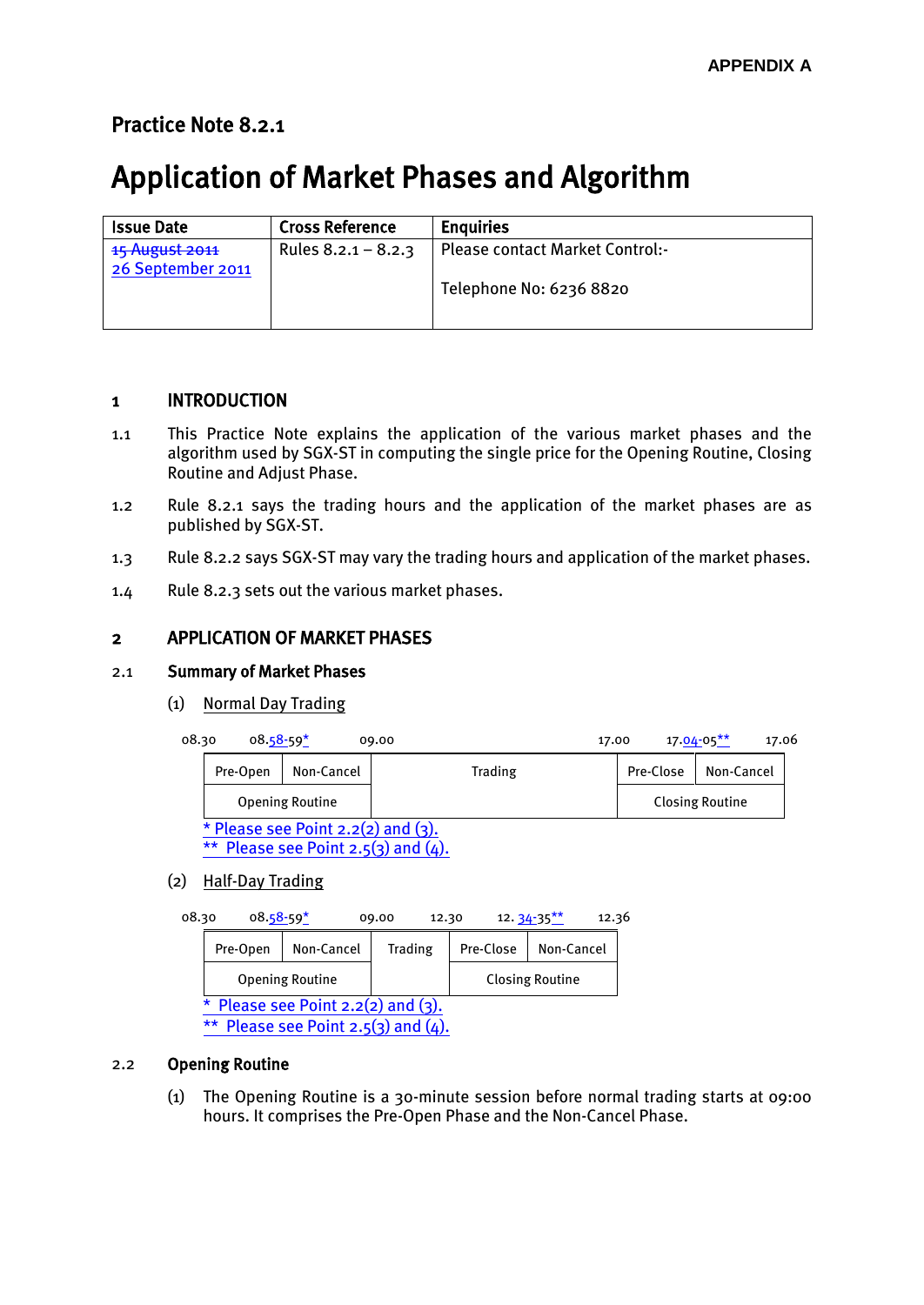APPENDIX A

## Practice Note 8.2.1

# Application of Market Phases and Algorithm

| Issue Date | Cross Reference | Enquiries |
|---|---|---|
| ~~15 August 2011~~ 26 September 2011 | Rules 8.2.1 – 8.2.3 | Please contact Market Control:- Telephone No: 6236 8820 |

### 1 INTRODUCTION

1.1 This Practice Note explains the application of the various market phases and the algorithm used by SGX-ST in computing the single price for the Opening Routine, Closing Routine and Adjust Phase.

1.2 Rule 8.2.1 says the trading hours and the application of the market phases are as published by SGX-ST.

1.3 Rule 8.2.2 says SGX-ST may vary the trading hours and application of the market phases.

1.4 Rule 8.2.3 sets out the various market phases.

### 2 APPLICATION OF MARKET PHASES

#### 2.1 Summary of Market Phases

(1) Normal Day Trading

| 08.30 | 08.~~58~~-59* | 09.00 | | 17.00 | 17.~~04~~-05** | 17.06 |
|---|---|---|---|---|---|---|
| Pre-Open | Non-Cancel | | Trading | Pre-Close | Non-Cancel | |
| Opening Routine | | | | Closing Routine | | |

\* Please see Point 2.2(2) and (3).
\*\* Please see Point 2.5(3) and (4).

(2) Half-Day Trading

| 08.30 | 08.~~58~~-59* | 09.00 | 12.30 | 12. ~~34~~-35** | 12.36 |
|---|---|---|---|---|---|
| Pre-Open | Non-Cancel | Trading | Pre-Close | Non-Cancel | |
| Opening Routine | | | Closing Routine | | |

\* Please see Point 2.2(2) and (3).
\*\* Please see Point 2.5(3) and (4).

#### 2.2 Opening Routine

(1) The Opening Routine is a 30-minute session before normal trading starts at 09:00 hours. It comprises the Pre-Open Phase and the Non-Cancel Phase.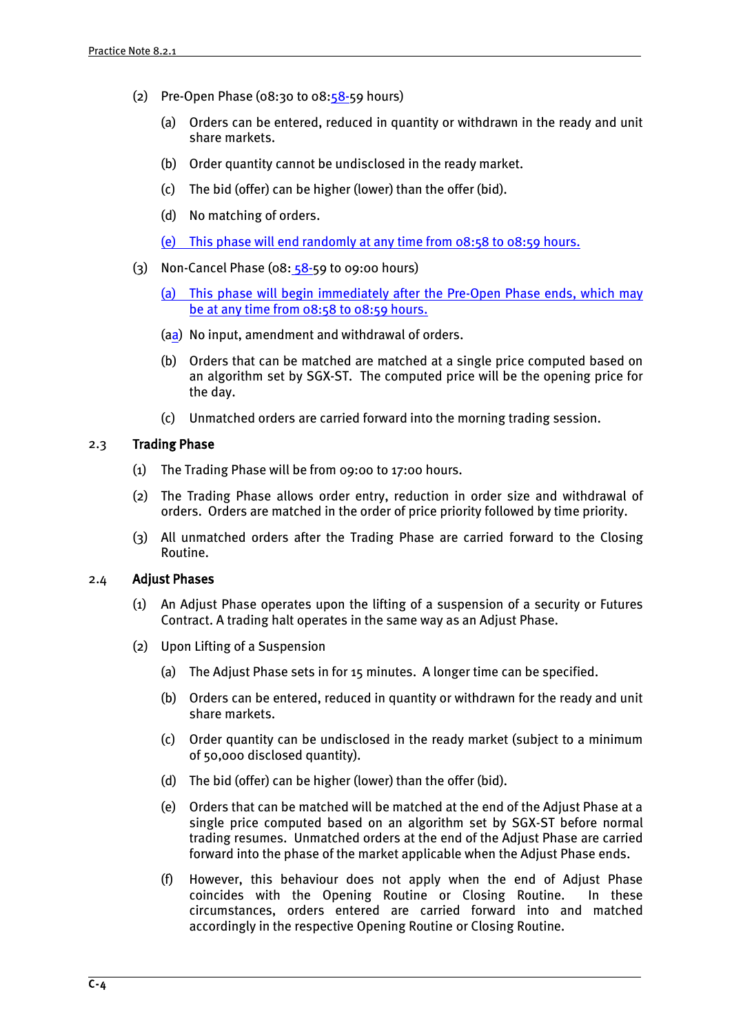(2) Pre-Open Phase (08:30 to 08:58-59 hours)

(a) Orders can be entered, reduced in quantity or withdrawn in the ready and unit share markets.

(b) Order quantity cannot be undisclosed in the ready market.

(c) The bid (offer) can be higher (lower) than the offer (bid).

(d) No matching of orders.

(e) This phase will end randomly at any time from 08:58 to 08:59 hours.

(3) Non-Cancel Phase (08: 58-59 to 09:00 hours)

(a) This phase will begin immediately after the Pre-Open Phase ends, which may be at any time from 08:58 to 08:59 hours.

(aa) No input, amendment and withdrawal of orders.

(b) Orders that can be matched are matched at a single price computed based on an algorithm set by SGX-ST. The computed price will be the opening price for the day.

(c) Unmatched orders are carried forward into the morning trading session.

## 2.3 Trading Phase

(1) The Trading Phase will be from 09:00 to 17:00 hours.

(2) The Trading Phase allows order entry, reduction in order size and withdrawal of orders. Orders are matched in the order of price priority followed by time priority.

(3) All unmatched orders after the Trading Phase are carried forward to the Closing Routine.

## 2.4 Adjust Phases

(1) An Adjust Phase operates upon the lifting of a suspension of a security or Futures Contract. A trading halt operates in the same way as an Adjust Phase.

(2) Upon Lifting of a Suspension

(a) The Adjust Phase sets in for 15 minutes. A longer time can be specified.

(b) Orders can be entered, reduced in quantity or withdrawn for the ready and unit share markets.

(c) Order quantity can be undisclosed in the ready market (subject to a minimum of 50,000 disclosed quantity).

(d) The bid (offer) can be higher (lower) than the offer (bid).

(e) Orders that can be matched will be matched at the end of the Adjust Phase at a single price computed based on an algorithm set by SGX-ST before normal trading resumes. Unmatched orders at the end of the Adjust Phase are carried forward into the phase of the market applicable when the Adjust Phase ends.

(f) However, this behaviour does not apply when the end of Adjust Phase coincides with the Opening Routine or Closing Routine. In these circumstances, orders entered are carried forward into and matched accordingly in the respective Opening Routine or Closing Routine.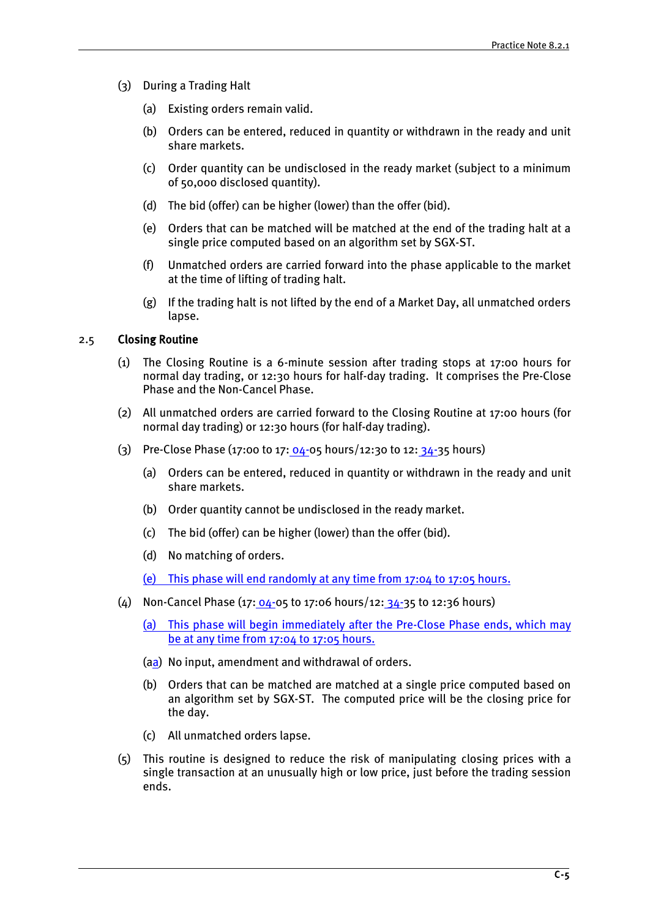(3) During a Trading Halt

(a) Existing orders remain valid.

(b) Orders can be entered, reduced in quantity or withdrawn in the ready and unit share markets.

(c) Order quantity can be undisclosed in the ready market (subject to a minimum of 50,000 disclosed quantity).

(d) The bid (offer) can be higher (lower) than the offer (bid).

(e) Orders that can be matched will be matched at the end of the trading halt at a single price computed based on an algorithm set by SGX-ST.

(f) Unmatched orders are carried forward into the phase applicable to the market at the time of lifting of trading halt.

(g) If the trading halt is not lifted by the end of a Market Day, all unmatched orders lapse.

### 2.5 Closing Routine

(1) The Closing Routine is a 6-minute session after trading stops at 17:00 hours for normal day trading, or 12:30 hours for half-day trading. It comprises the Pre-Close Phase and the Non-Cancel Phase.

(2) All unmatched orders are carried forward to the Closing Routine at 17:00 hours (for normal day trading) or 12:30 hours (for half-day trading).

(3) Pre-Close Phase (17:00 to 17: 04-05 hours/12:30 to 12: 34-35 hours)

(a) Orders can be entered, reduced in quantity or withdrawn in the ready and unit share markets.

(b) Order quantity cannot be undisclosed in the ready market.

(c) The bid (offer) can be higher (lower) than the offer (bid).

(d) No matching of orders.

(e) This phase will end randomly at any time from 17:04 to 17:05 hours.

(4) Non-Cancel Phase (17: 04-05 to 17:06 hours/12: 34-35 to 12:36 hours)

(a) This phase will begin immediately after the Pre-Close Phase ends, which may be at any time from 17:04 to 17:05 hours.

(aa) No input, amendment and withdrawal of orders.

(b) Orders that can be matched are matched at a single price computed based on an algorithm set by SGX-ST. The computed price will be the closing price for the day.

(c) All unmatched orders lapse.

(5) This routine is designed to reduce the risk of manipulating closing prices with a single transaction at an unusually high or low price, just before the trading session ends.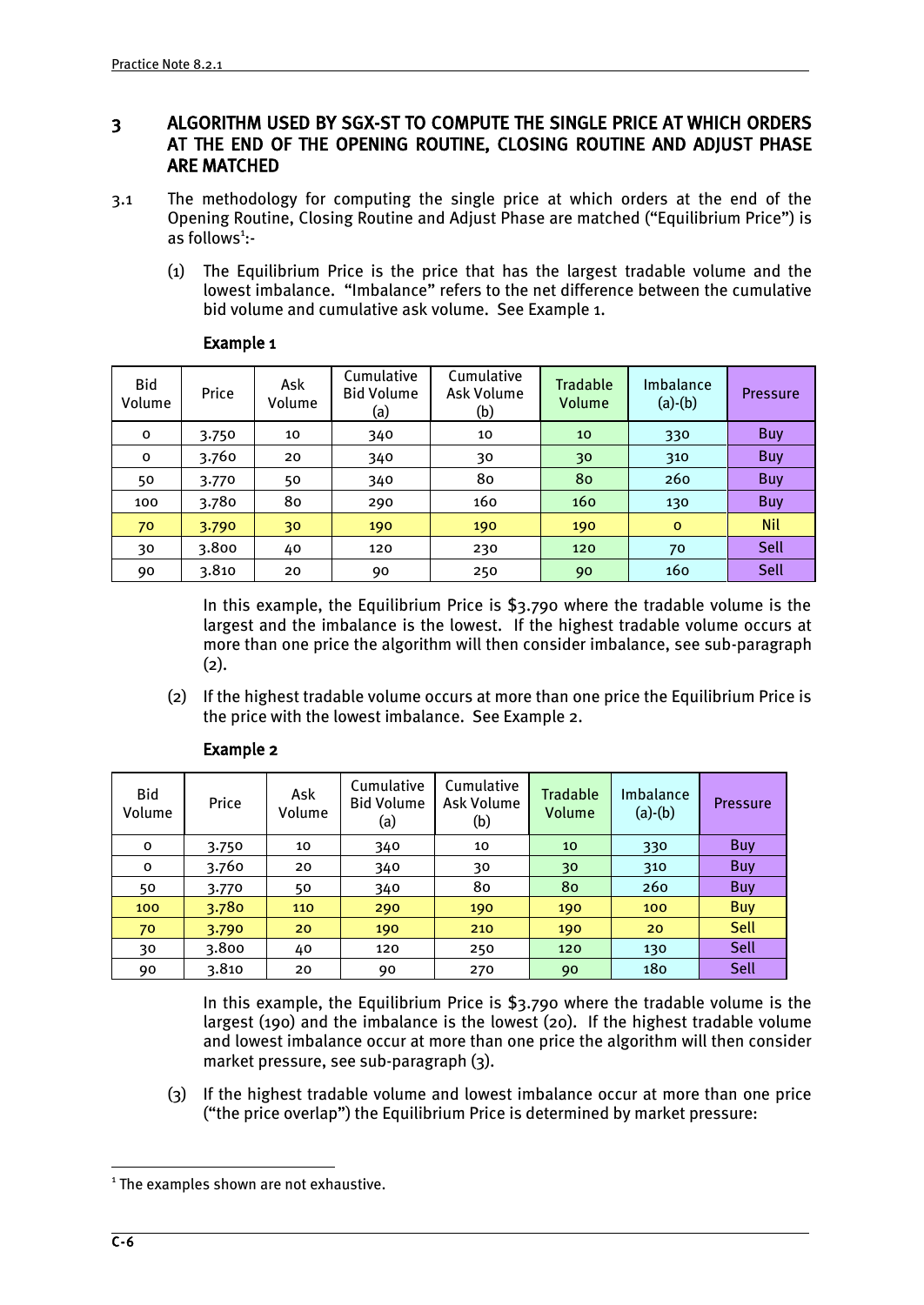## 3 ALGORITHM USED BY SGX-ST TO COMPUTE THE SINGLE PRICE AT WHICH ORDERS AT THE END OF THE OPENING ROUTINE, CLOSING ROUTINE AND ADJUST PHASE ARE MATCHED

3.1 The methodology for computing the single price at which orders at the end of the Opening Routine, Closing Routine and Adjust Phase are matched ("Equilibrium Price") is as follows[1]:-

(1) The Equilibrium Price is the price that has the largest tradable volume and the lowest imbalance. "Imbalance" refers to the net difference between the cumulative bid volume and cumulative ask volume. See Example 1.

**Example 1**

| Bid Volume | Price | Ask Volume | Cumulative Bid Volume (a) | Cumulative Ask Volume (b) | Tradable Volume | Imbalance (a)-(b) | Pressure |
|---|---|---|---|---|---|---|---|
| 0 | 3.750 | 10 | 340 | 10 | 10 | 330 | Buy |
| 0 | 3.760 | 20 | 340 | 30 | 30 | 310 | Buy |
| 50 | 3.770 | 50 | 340 | 80 | 80 | 260 | Buy |
| 100 | 3.780 | 80 | 290 | 160 | 160 | 130 | Buy |
| 70 | 3.790 | 30 | 190 | 190 | 190 | 0 | Nil |
| 30 | 3.800 | 40 | 120 | 230 | 120 | 70 | Sell |
| 90 | 3.810 | 20 | 90 | 250 | 90 | 160 | Sell |

In this example, the Equilibrium Price is $3.790 where the tradable volume is the largest and the imbalance is the lowest. If the highest tradable volume occurs at more than one price the algorithm will then consider imbalance, see sub-paragraph (2).

(2) If the highest tradable volume occurs at more than one price the Equilibrium Price is the price with the lowest imbalance. See Example 2.

**Example 2**

| Bid Volume | Price | Ask Volume | Cumulative Bid Volume (a) | Cumulative Ask Volume (b) | Tradable Volume | Imbalance (a)-(b) | Pressure |
|---|---|---|---|---|---|---|---|
| 0 | 3.750 | 10 | 340 | 10 | 10 | 330 | Buy |
| 0 | 3.760 | 20 | 340 | 30 | 30 | 310 | Buy |
| 50 | 3.770 | 50 | 340 | 80 | 80 | 260 | Buy |
| 100 | 3.780 | 110 | 290 | 190 | 190 | 100 | Buy |
| 70 | 3.790 | 20 | 190 | 210 | 190 | 20 | Sell |
| 30 | 3.800 | 40 | 120 | 250 | 120 | 130 | Sell |
| 90 | 3.810 | 20 | 90 | 270 | 90 | 180 | Sell |

In this example, the Equilibrium Price is $3.790 where the tradable volume is the largest (190) and the imbalance is the lowest (20). If the highest tradable volume and lowest imbalance occur at more than one price the algorithm will then consider market pressure, see sub-paragraph (3).

(3) If the highest tradable volume and lowest imbalance occur at more than one price ("the price overlap") the Equilibrium Price is determined by market pressure:

[1] The examples shown are not exhaustive.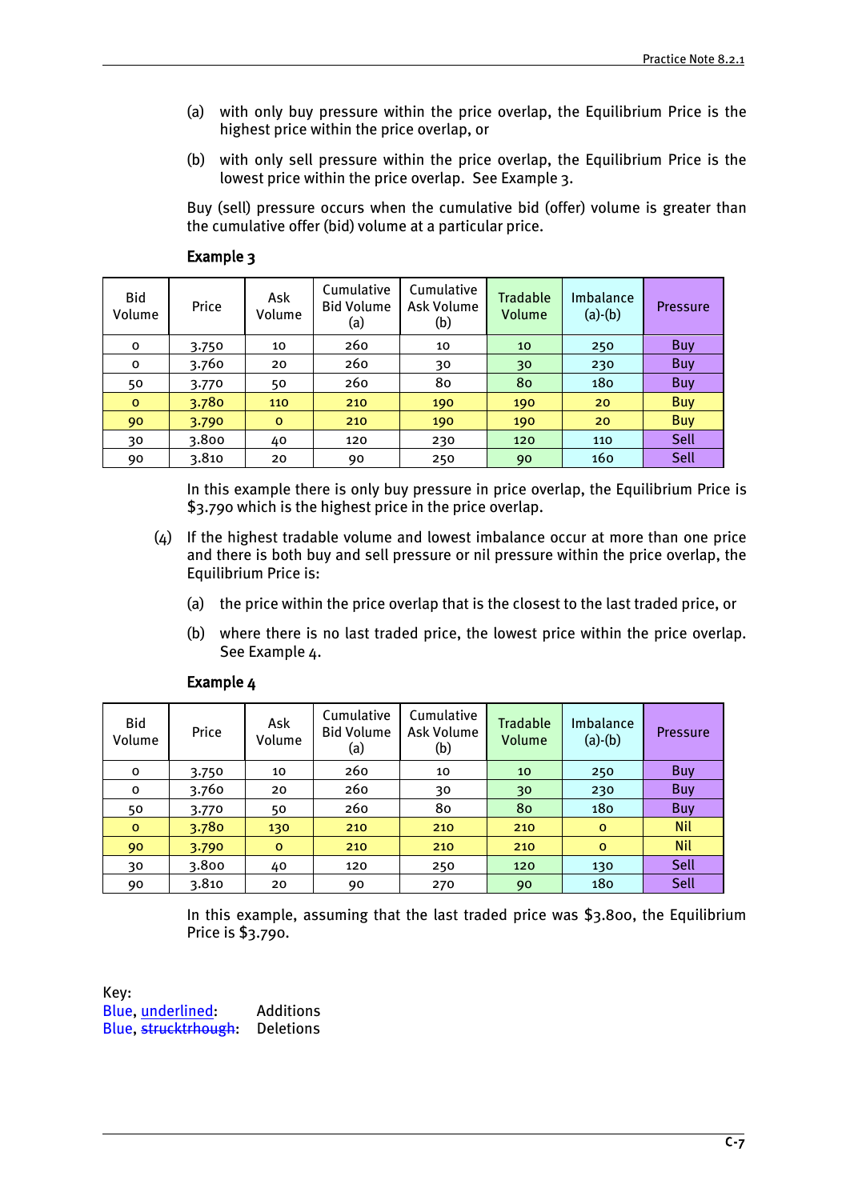(a) with only buy pressure within the price overlap, the Equilibrium Price is the highest price within the price overlap, or

(b) with only sell pressure within the price overlap, the Equilibrium Price is the lowest price within the price overlap. See Example 3.

Buy (sell) pressure occurs when the cumulative bid (offer) volume is greater than the cumulative offer (bid) volume at a particular price.

**Example 3**

| Bid Volume | Price | Ask Volume | Cumulative Bid Volume (a) | Cumulative Ask Volume (b) | Tradable Volume | Imbalance (a)-(b) | Pressure |
|---|---|---|---|---|---|---|---|
| 0 | 3.750 | 10 | 260 | 10 | 10 | 250 | Buy |
| 0 | 3.760 | 20 | 260 | 30 | 30 | 230 | Buy |
| 50 | 3.770 | 50 | 260 | 80 | 80 | 180 | Buy |
| 0 | 3.780 | 110 | 210 | 190 | 190 | 20 | Buy |
| 90 | 3.790 | 0 | 210 | 190 | 190 | 20 | Buy |
| 30 | 3.800 | 40 | 120 | 230 | 120 | 110 | Sell |
| 90 | 3.810 | 20 | 90 | 250 | 90 | 160 | Sell |

In this example there is only buy pressure in price overlap, the Equilibrium Price is $3.790 which is the highest price in the price overlap.

(4) If the highest tradable volume and lowest imbalance occur at more than one price and there is both buy and sell pressure or nil pressure within the price overlap, the Equilibrium Price is:

(a) the price within the price overlap that is the closest to the last traded price, or

(b) where there is no last traded price, the lowest price within the price overlap. See Example 4.

**Example 4**

| Bid Volume | Price | Ask Volume | Cumulative Bid Volume (a) | Cumulative Ask Volume (b) | Tradable Volume | Imbalance (a)-(b) | Pressure |
|---|---|---|---|---|---|---|---|
| 0 | 3.750 | 10 | 260 | 10 | 10 | 250 | Buy |
| 0 | 3.760 | 20 | 260 | 30 | 30 | 230 | Buy |
| 50 | 3.770 | 50 | 260 | 80 | 80 | 180 | Buy |
| 0 | 3.780 | 130 | 210 | 210 | 210 | 0 | Nil |
| 90 | 3.790 | 0 | 210 | 210 | 210 | 0 | Nil |
| 30 | 3.800 | 40 | 120 | 250 | 120 | 130 | Sell |
| 90 | 3.810 | 20 | 90 | 270 | 90 | 180 | Sell |

In this example, assuming that the last traded price was $3.800, the Equilibrium Price is $3.790.

Key:
Blue, underlined: Additions
Blue, ~~strucktrhough~~: Deletions